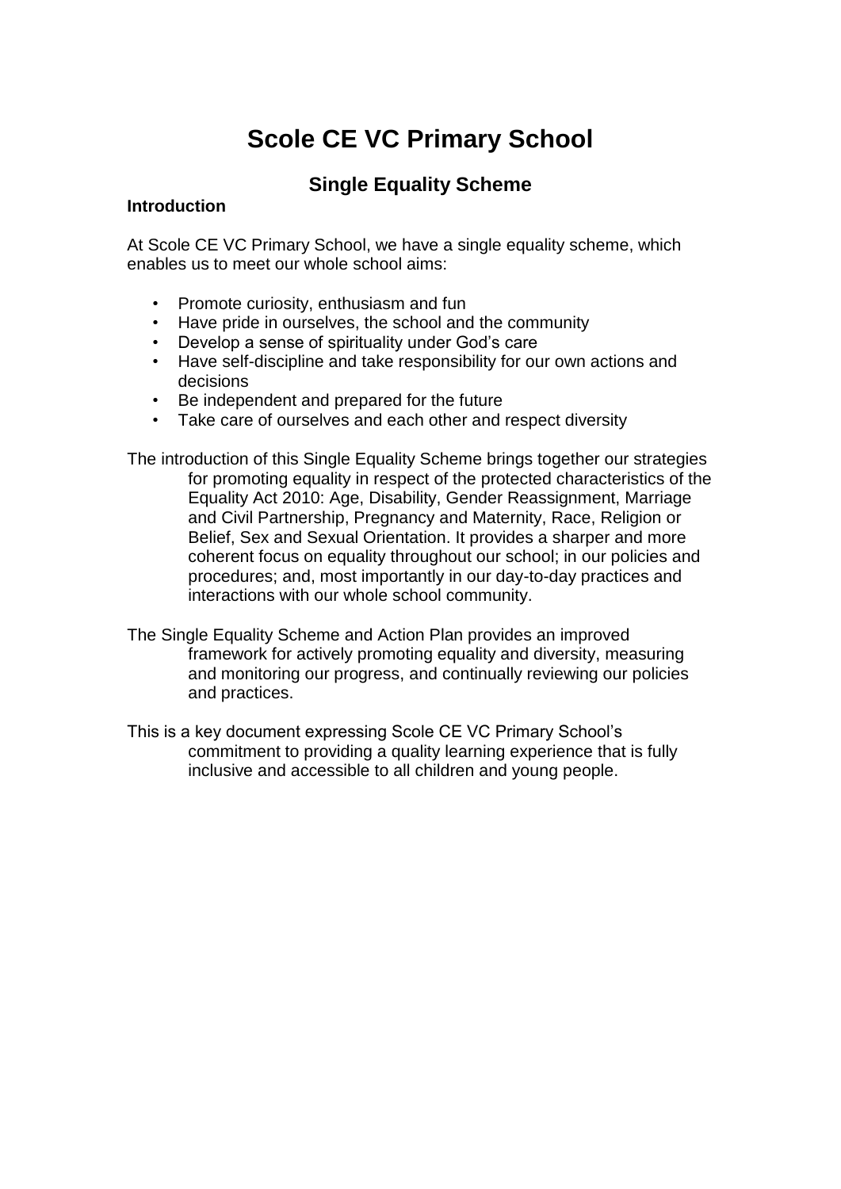# Scole CE VC Primary School

## Single Equality Scheme

### Introduction

At Scole CE VC Primary School, we have a single equality scheme, which enables us to meet our whole school aims:

- Promote curiosity, enthusiasm and fun
- Have pride in ourselves, the school and the community
- Develop a sense of spirituality under God's care
- Have self-discipline and take responsibility for our own actions and decisions
- Be independent and prepared for the future
- Take care of ourselves and each other and respect diversity

The introduction of this Single Equality Scheme brings together our strategies for promoting equality in respect of the protected characteristics of the Equality Act 2010: Age, Disability, Gender Reassignment, Marriage and Civil Partnership, Pregnancy and Maternity, Race, Religion or Belief, Sex and Sexual Orientation. It provides a sharper and more coherent focus on equality throughout our school; in our policies and procedures; and, most importantly in our day-to-day practices and interactions with our whole school community.

The Single Equality Scheme and Action Plan provides an improved framework for actively promoting equality and diversity, measuring and monitoring our progress, and continually reviewing our policies and practices.

This is a key document expressing Scole CE VC Primary School's commitment to providing a quality learning experience that is fully inclusive and accessible to all children and young people.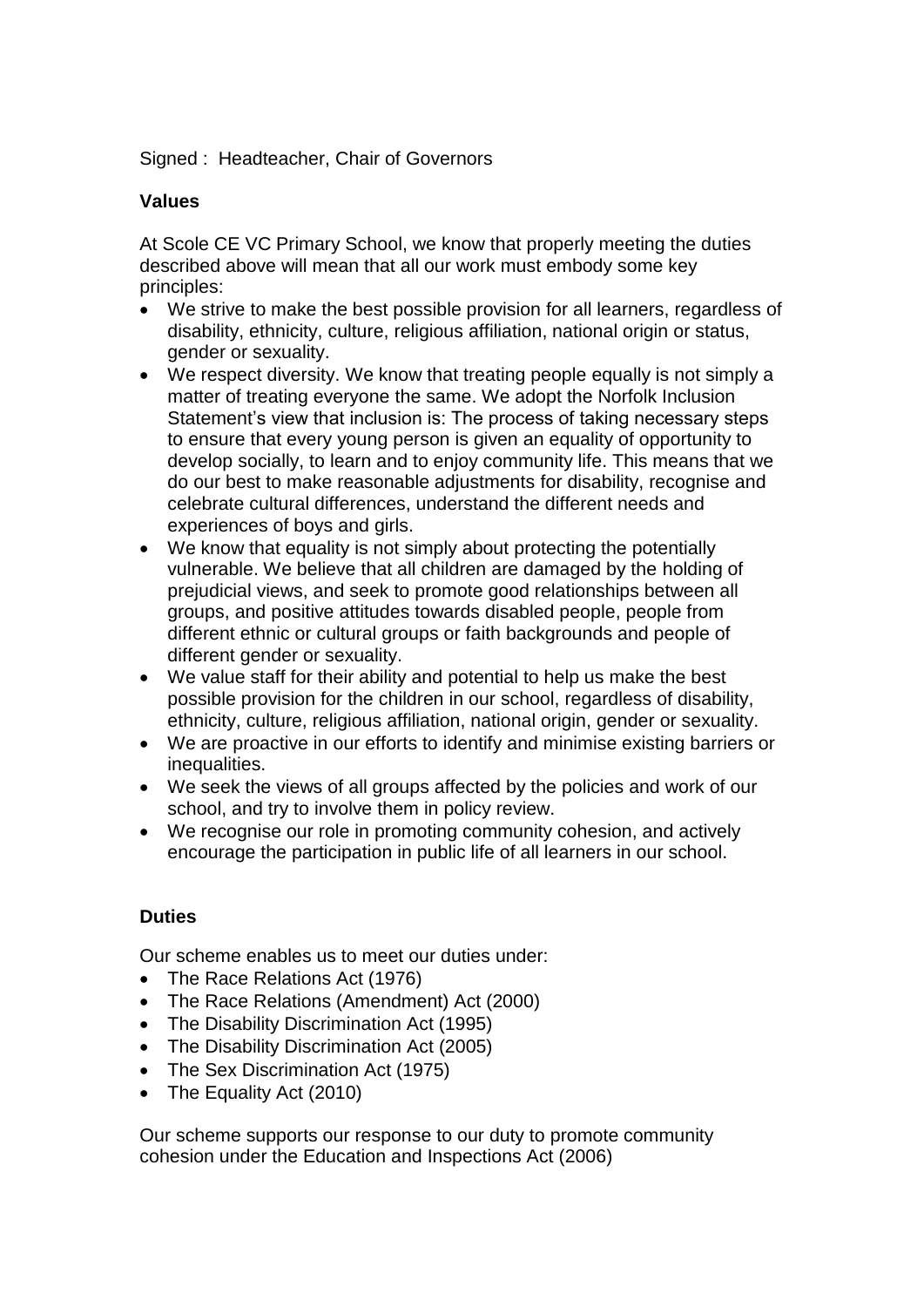Signed : Headteacher, Chair of Governors

**Values**

At Scole CE VC Primary School, we know that properly meeting the duties described above will mean that all our work must embody some key principles:

- We strive to make the best possible provision for all learners, regardless of disability, ethnicity, culture, religious affiliation, national origin or status, gender or sexuality.
- We respect diversity. We know that treating people equally is not simply a matter of treating everyone the same. We adopt the Norfolk Inclusion Statement's view that inclusion is: The process of taking necessary steps to ensure that every young person is given an equality of opportunity to develop socially, to learn and to enjoy community life. This means that we do our best to make reasonable adjustments for disability, recognise and celebrate cultural differences, understand the different needs and experiences of boys and girls.
- We know that equality is not simply about protecting the potentially vulnerable. We believe that all children are damaged by the holding of prejudicial views, and seek to promote good relationships between all groups, and positive attitudes towards disabled people, people from different ethnic or cultural groups or faith backgrounds and people of different gender or sexuality.
- We value staff for their ability and potential to help us make the best possible provision for the children in our school, regardless of disability, ethnicity, culture, religious affiliation, national origin, gender or sexuality.
- We are proactive in our efforts to identify and minimise existing barriers or inequalities.
- We seek the views of all groups affected by the policies and work of our school, and try to involve them in policy review.
- We recognise our role in promoting community cohesion, and actively encourage the participation in public life of all learners in our school.

**Duties**

Our scheme enables us to meet our duties under:

- The Race Relations Act (1976)
- The Race Relations (Amendment) Act (2000)
- The Disability Discrimination Act (1995)
- The Disability Discrimination Act (2005)
- The Sex Discrimination Act (1975)
- The Equality Act (2010)

Our scheme supports our response to our duty to promote community cohesion under the Education and Inspections Act (2006)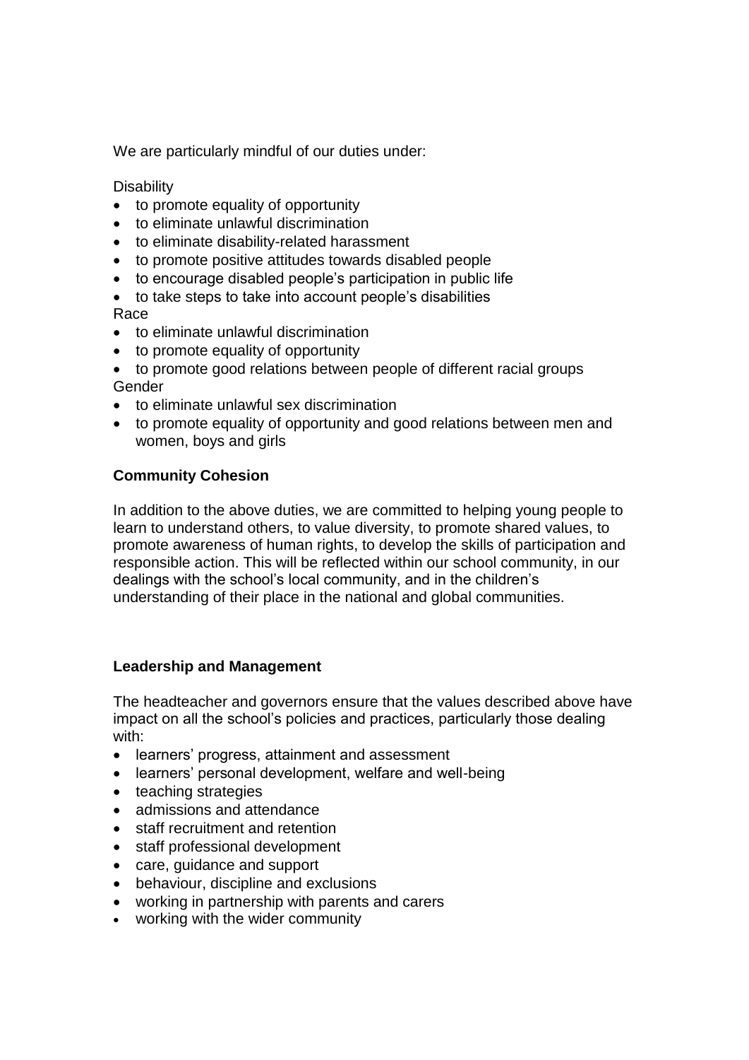We are particularly mindful of our duties under:

Disability

- to promote equality of opportunity
- to eliminate unlawful discrimination
- to eliminate disability-related harassment
- to promote positive attitudes towards disabled people
- to encourage disabled people's participation in public life
- to take steps to take into account people's disabilities

Race

- to eliminate unlawful discrimination
- to promote equality of opportunity
- to promote good relations between people of different racial groups

Gender

- to eliminate unlawful sex discrimination
- to promote equality of opportunity and good relations between men and women, boys and girls

**Community Cohesion**

In addition to the above duties, we are committed to helping young people to learn to understand others, to value diversity, to promote shared values, to promote awareness of human rights, to develop the skills of participation and responsible action. This will be reflected within our school community, in our dealings with the school's local community, and in the children's understanding of their place in the national and global communities.

**Leadership and Management**

The headteacher and governors ensure that the values described above have impact on all the school's policies and practices, particularly those dealing with:

- learners' progress, attainment and assessment
- learners' personal development, welfare and well-being
- teaching strategies
- admissions and attendance
- staff recruitment and retention
- staff professional development
- care, guidance and support
- behaviour, discipline and exclusions
- working in partnership with parents and carers
- working with the wider community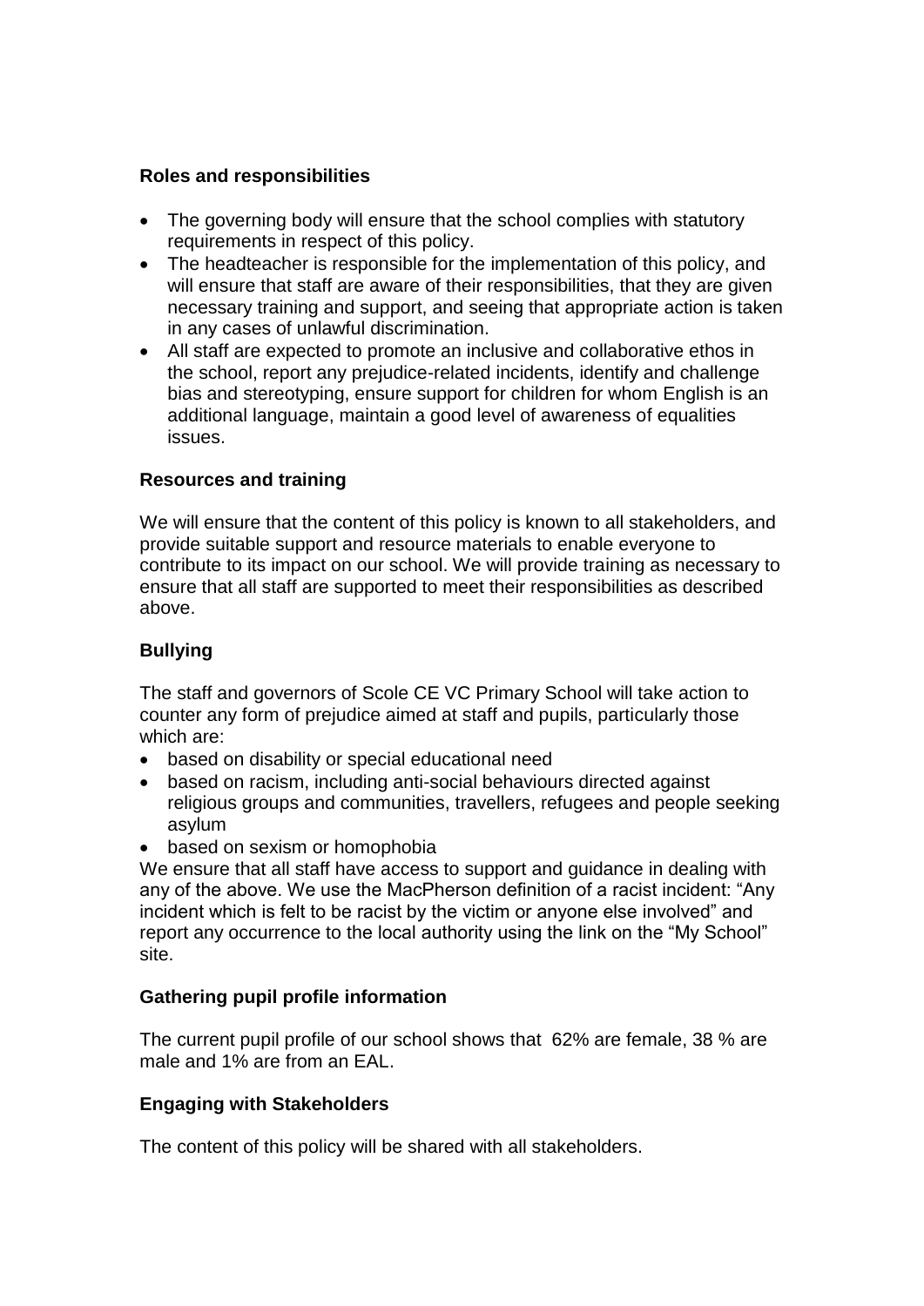**Roles and responsibilities**

- The governing body will ensure that the school complies with statutory requirements in respect of this policy.
- The headteacher is responsible for the implementation of this policy, and will ensure that staff are aware of their responsibilities, that they are given necessary training and support, and seeing that appropriate action is taken in any cases of unlawful discrimination.
- All staff are expected to promote an inclusive and collaborative ethos in the school, report any prejudice-related incidents, identify and challenge bias and stereotyping, ensure support for children for whom English is an additional language, maintain a good level of awareness of equalities issues.

**Resources and training**

We will ensure that the content of this policy is known to all stakeholders, and provide suitable support and resource materials to enable everyone to contribute to its impact on our school. We will provide training as necessary to ensure that all staff are supported to meet their responsibilities as described above.

**Bullying**

The staff and governors of Scole CE VC Primary School will take action to counter any form of prejudice aimed at staff and pupils, particularly those which are:

- based on disability or special educational need
- based on racism, including anti-social behaviours directed against religious groups and communities, travellers, refugees and people seeking asylum
- based on sexism or homophobia

We ensure that all staff have access to support and guidance in dealing with any of the above. We use the MacPherson definition of a racist incident: "Any incident which is felt to be racist by the victim or anyone else involved" and report any occurrence to the local authority using the link on the "My School" site.

**Gathering pupil profile information**

The current pupil profile of our school shows that 62% are female, 38 % are male and 1% are from an EAL.

**Engaging with Stakeholders**

The content of this policy will be shared with all stakeholders.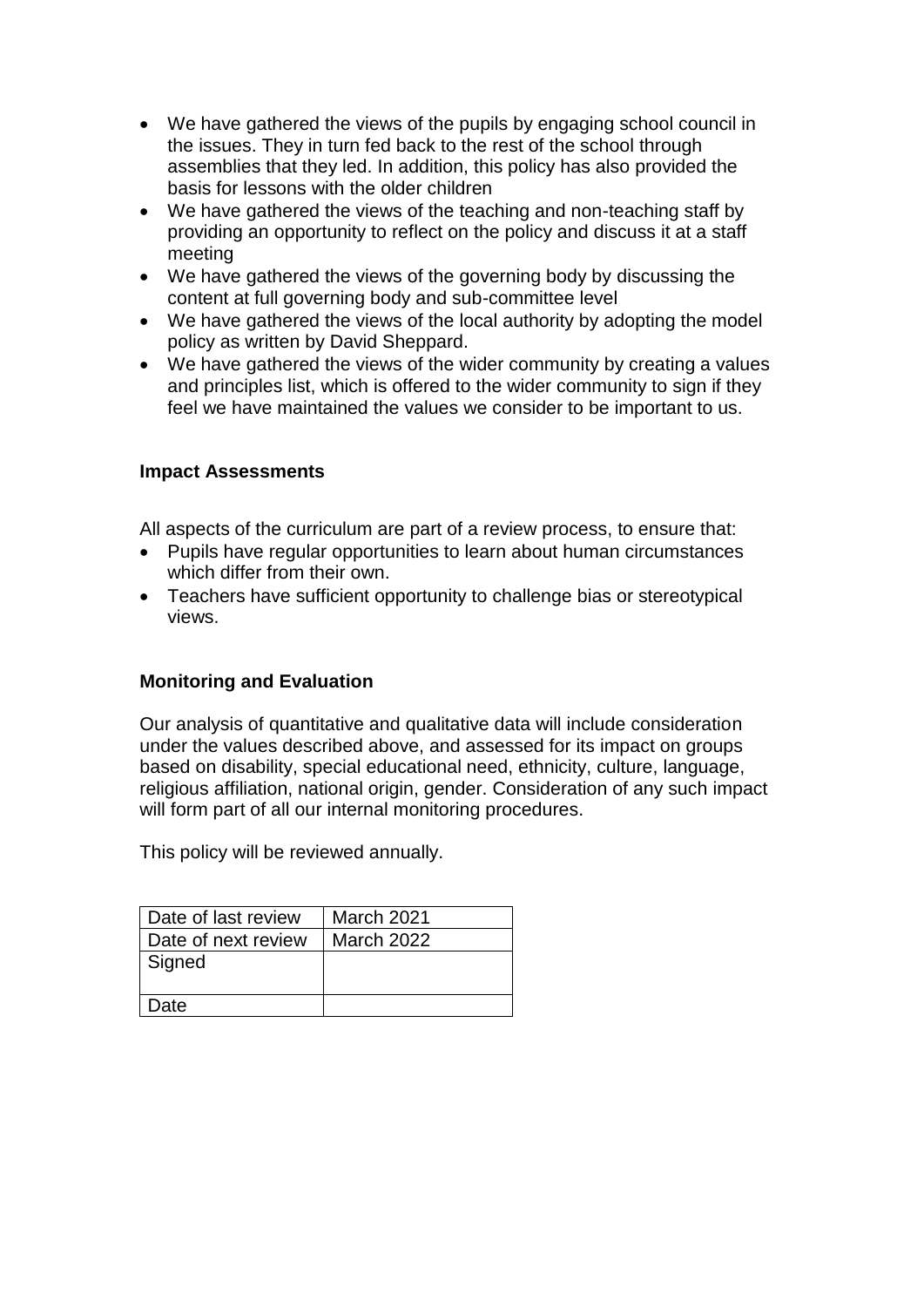- We have gathered the views of the pupils by engaging school council in the issues. They in turn fed back to the rest of the school through assemblies that they led. In addition, this policy has also provided the basis for lessons with the older children
- We have gathered the views of the teaching and non-teaching staff by providing an opportunity to reflect on the policy and discuss it at a staff meeting
- We have gathered the views of the governing body by discussing the content at full governing body and sub-committee level
- We have gathered the views of the local authority by adopting the model policy as written by David Sheppard.
- We have gathered the views of the wider community by creating a values and principles list, which is offered to the wider community to sign if they feel we have maintained the values we consider to be important to us.

**Impact Assessments**

All aspects of the curriculum are part of a review process, to ensure that:

- Pupils have regular opportunities to learn about human circumstances which differ from their own.
- Teachers have sufficient opportunity to challenge bias or stereotypical views.

**Monitoring and Evaluation**

Our analysis of quantitative and qualitative data will include consideration under the values described above, and assessed for its impact on groups based on disability, special educational need, ethnicity, culture, language, religious affiliation, national origin, gender. Consideration of any such impact will form part of all our internal monitoring procedures.

This policy will be reviewed annually.

| | |
|---|---|
| Date of last review | March 2021 |
| Date of next review | March 2022 |
| Signed | |
| Date | |